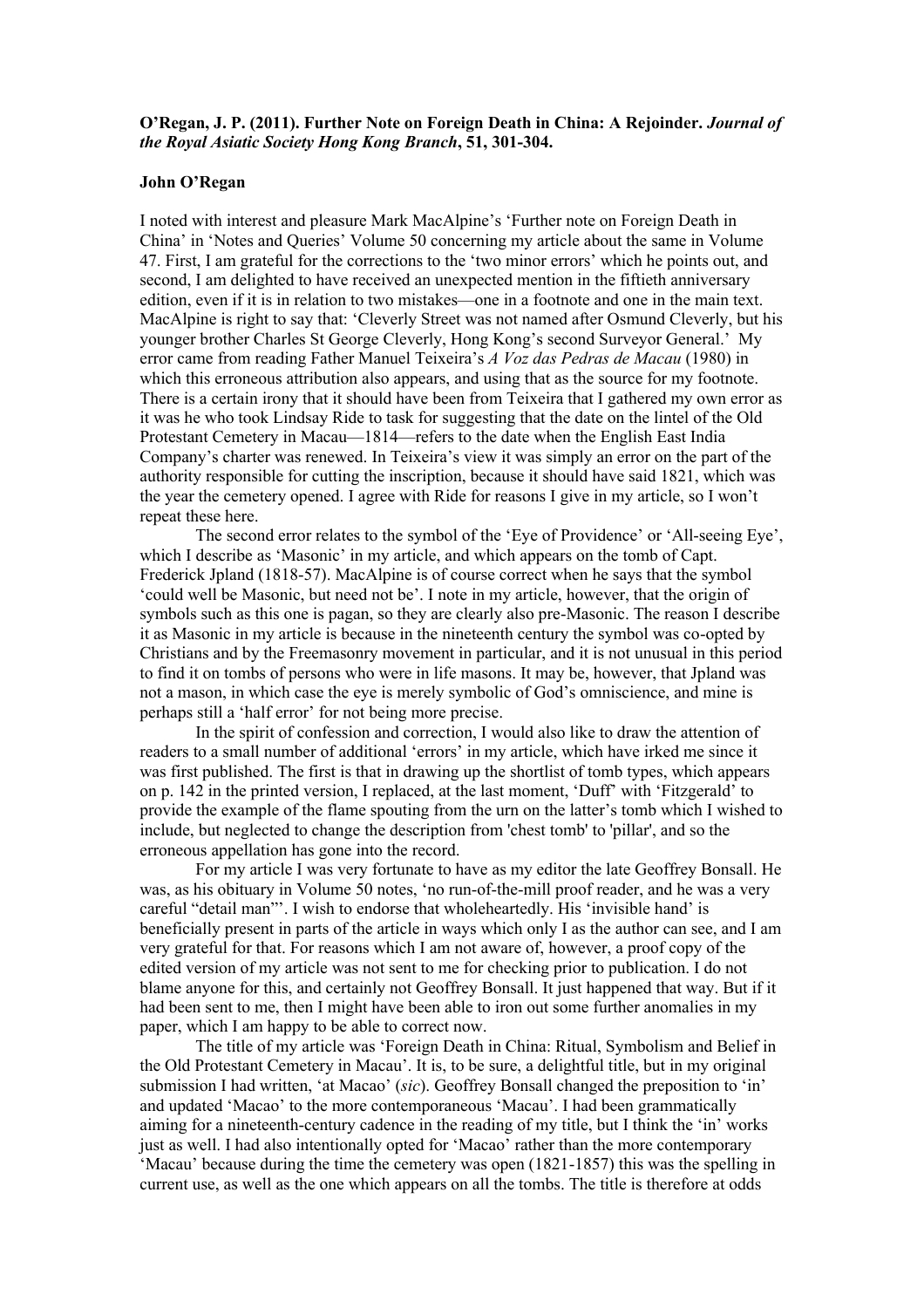**O'Regan, J. P. (2011). Further Note on Foreign Death in China: A Rejoinder. *Journal of the Royal Asiatic Society Hong Kong Branch*, 51, 301-304.**

**John O'Regan**

I noted with interest and pleasure Mark MacAlpine's 'Further note on Foreign Death in China' in 'Notes and Queries' Volume 50 concerning my article about the same in Volume 47. First, I am grateful for the corrections to the 'two minor errors' which he points out, and second, I am delighted to have received an unexpected mention in the fiftieth anniversary edition, even if it is in relation to two mistakes—one in a footnote and one in the main text. MacAlpine is right to say that: 'Cleverly Street was not named after Osmund Cleverly, but his younger brother Charles St George Cleverly, Hong Kong's second Surveyor General.' My error came from reading Father Manuel Teixeira's *A Voz das Pedras de Macau* (1980) in which this erroneous attribution also appears, and using that as the source for my footnote. There is a certain irony that it should have been from Teixeira that I gathered my own error as it was he who took Lindsay Ride to task for suggesting that the date on the lintel of the Old Protestant Cemetery in Macau—1814—refers to the date when the English East India Company's charter was renewed. In Teixeira's view it was simply an error on the part of the authority responsible for cutting the inscription, because it should have said 1821, which was the year the cemetery opened. I agree with Ride for reasons I give in my article, so I won't repeat these here.

The second error relates to the symbol of the 'Eye of Providence' or 'All-seeing Eye', which I describe as 'Masonic' in my article, and which appears on the tomb of Capt. Frederick Jpland (1818-57). MacAlpine is of course correct when he says that the symbol 'could well be Masonic, but need not be'. I note in my article, however, that the origin of symbols such as this one is pagan, so they are clearly also pre-Masonic. The reason I describe it as Masonic in my article is because in the nineteenth century the symbol was co-opted by Christians and by the Freemasonry movement in particular, and it is not unusual in this period to find it on tombs of persons who were in life masons. It may be, however, that Jpland was not a mason, in which case the eye is merely symbolic of God's omniscience, and mine is perhaps still a 'half error' for not being more precise.

In the spirit of confession and correction, I would also like to draw the attention of readers to a small number of additional 'errors' in my article, which have irked me since it was first published. The first is that in drawing up the shortlist of tomb types, which appears on p. 142 in the printed version, I replaced, at the last moment, 'Duff' with 'Fitzgerald' to provide the example of the flame spouting from the urn on the latter's tomb which I wished to include, but neglected to change the description from 'chest tomb' to 'pillar', and so the erroneous appellation has gone into the record.

For my article I was very fortunate to have as my editor the late Geoffrey Bonsall. He was, as his obituary in Volume 50 notes, 'no run-of-the-mill proof reader, and he was a very careful "detail man"'. I wish to endorse that wholeheartedly. His 'invisible hand' is beneficially present in parts of the article in ways which only I as the author can see, and I am very grateful for that. For reasons which I am not aware of, however, a proof copy of the edited version of my article was not sent to me for checking prior to publication. I do not blame anyone for this, and certainly not Geoffrey Bonsall. It just happened that way. But if it had been sent to me, then I might have been able to iron out some further anomalies in my paper, which I am happy to be able to correct now.

The title of my article was 'Foreign Death in China: Ritual, Symbolism and Belief in the Old Protestant Cemetery in Macau'. It is, to be sure, a delightful title, but in my original submission I had written, 'at Macao' (*sic*). Geoffrey Bonsall changed the preposition to 'in' and updated 'Macao' to the more contemporaneous 'Macau'. I had been grammatically aiming for a nineteenth-century cadence in the reading of my title, but I think the 'in' works just as well. I had also intentionally opted for 'Macao' rather than the more contemporary 'Macau' because during the time the cemetery was open (1821-1857) this was the spelling in current use, as well as the one which appears on all the tombs. The title is therefore at odds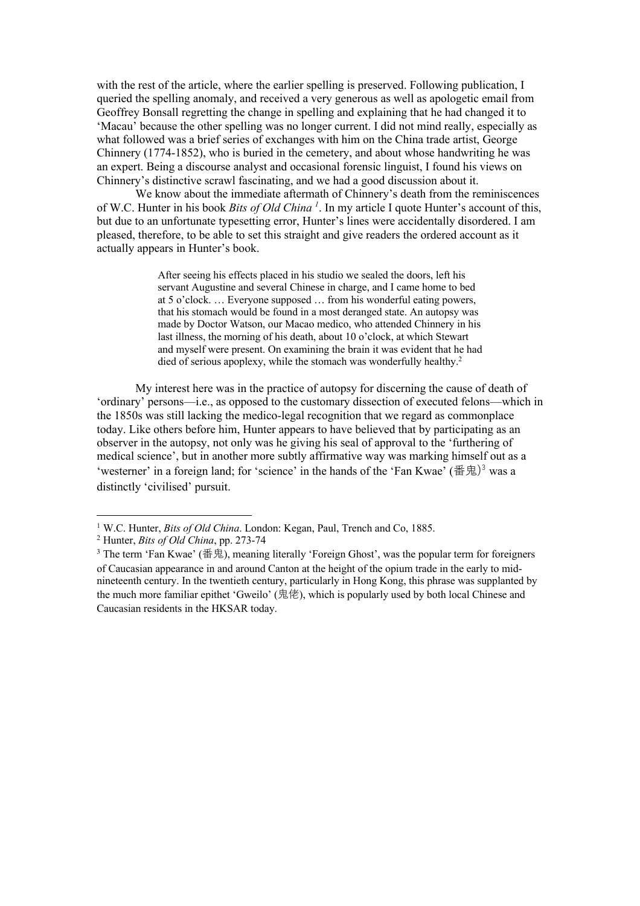with the rest of the article, where the earlier spelling is preserved. Following publication, I queried the spelling anomaly, and received a very generous as well as apologetic email from Geoffrey Bonsall regretting the change in spelling and explaining that he had changed it to 'Macau' because the other spelling was no longer current. I did not mind really, especially as what followed was a brief series of exchanges with him on the China trade artist, George Chinnery (1774-1852), who is buried in the cemetery, and about whose handwriting he was an expert. Being a discourse analyst and occasional forensic linguist, I found his views on Chinnery's distinctive scrawl fascinating, and we had a good discussion about it.

We know about the immediate aftermath of Chinnery's death from the reminiscences of W.C. Hunter in his book *Bits of Old China* [1]. In my article I quote Hunter's account of this, but due to an unfortunate typesetting error, Hunter's lines were accidentally disordered. I am pleased, therefore, to be able to set this straight and give readers the ordered account as it actually appears in Hunter's book.

> After seeing his effects placed in his studio we sealed the doors, left his servant Augustine and several Chinese in charge, and I came home to bed at 5 o'clock. … Everyone supposed … from his wonderful eating powers, that his stomach would be found in a most deranged state. An autopsy was made by Doctor Watson, our Macao medico, who attended Chinnery in his last illness, the morning of his death, about 10 o'clock, at which Stewart and myself were present. On examining the brain it was evident that he had died of serious apoplexy, while the stomach was wonderfully healthy.[2]

My interest here was in the practice of autopsy for discerning the cause of death of 'ordinary' persons—i.e., as opposed to the customary dissection of executed felons—which in the 1850s was still lacking the medico-legal recognition that we regard as commonplace today. Like others before him, Hunter appears to have believed that by participating as an observer in the autopsy, not only was he giving his seal of approval to the 'furthering of medical science', but in another more subtly affirmative way was marking himself out as a 'westerner' in a foreign land; for 'science' in the hands of the 'Fan Kwae' (番鬼)[3] was a distinctly 'civilised' pursuit.

---

[1] W.C. Hunter, *Bits of Old China*. London: Kegan, Paul, Trench and Co, 1885.

[2] Hunter, *Bits of Old China*, pp. 273-74

[3] The term 'Fan Kwae' (番鬼), meaning literally 'Foreign Ghost', was the popular term for foreigners of Caucasian appearance in and around Canton at the height of the opium trade in the early to mid-nineteenth century. In the twentieth century, particularly in Hong Kong, this phrase was supplanted by the much more familiar epithet 'Gweilo' (鬼佬), which is popularly used by both local Chinese and Caucasian residents in the HKSAR today.